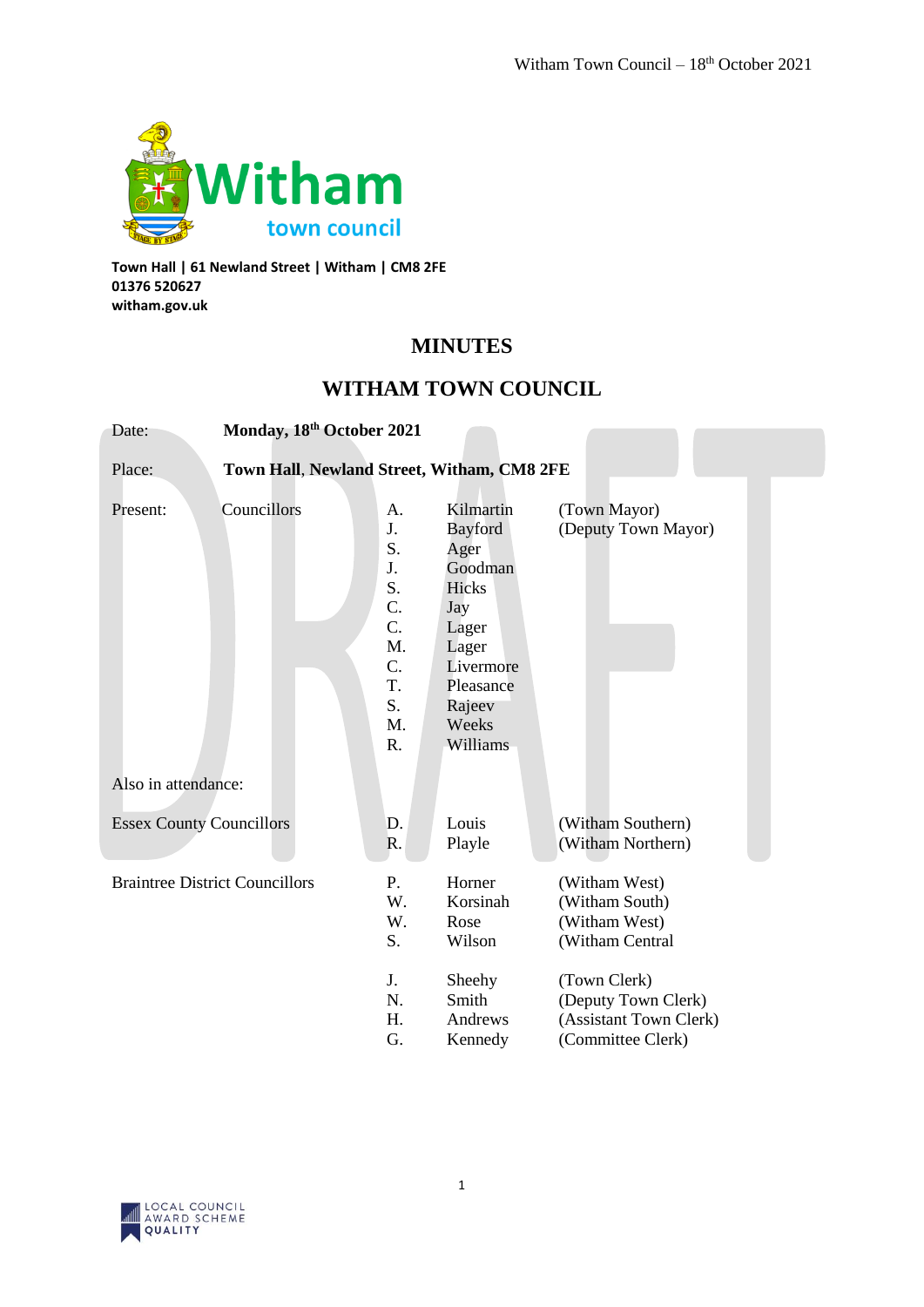**Town Hall | 61 Newland Street | Witham | CM8 2FE**
**01376 520627**
**witham.gov.uk**

# MINUTES

## WITHAM TOWN COUNCIL

| | | | | |
|---|---|---|---|---|
| Date: | **Monday, 18th October 2021** | | | |
| Place: | **Town Hall, Newland Street, Witham, CM8 2FE** | | | |
| Present: | Councillors | A. | Kilmartin | (Town Mayor) |
| | | J. | Bayford | (Deputy Town Mayor) |
| | | S. | Ager | |
| | | J. | Goodman | |
| | | S. | Hicks | |
| | | C. | Jay | |
| | | C. | Lager | |
| | | M. | Lager | |
| | | C. | Livermore | |
| | | T. | Pleasance | |
| | | S. | Rajeev | |
| | | M. | Weeks | |
| | | R. | Williams | |

Also in attendance:

| | | | |
|---|---|---|---|
| Essex County Councillors | D. | Louis | (Witham Southern) |
| | R. | Playle | (Witham Northern) |
| Braintree District Councillors | P. | Horner | (Witham West) |
| | W. | Korsinah | (Witham South) |
| | W. | Rose | (Witham West) |
| | S. | Wilson | (Witham Central |
| | J. | Sheehy | (Town Clerk) |
| | N. | Smith | (Deputy Town Clerk) |
| | H. | Andrews | (Assistant Town Clerk) |
| | G. | Kennedy | (Committee Clerk) |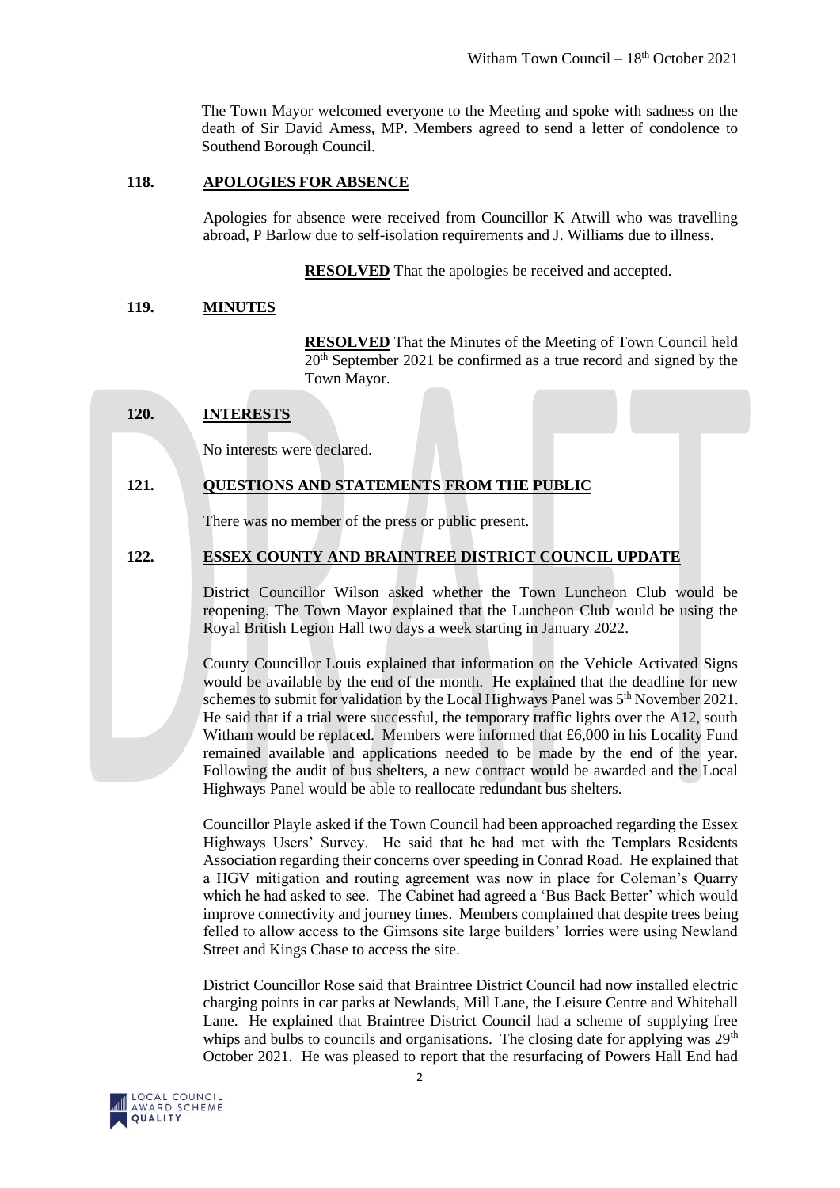The Town Mayor welcomed everyone to the Meeting and spoke with sadness on the death of Sir David Amess, MP. Members agreed to send a letter of condolence to Southend Borough Council.

## 118. APOLOGIES FOR ABSENCE

Apologies for absence were received from Councillor K Atwill who was travelling abroad, P Barlow due to self-isolation requirements and J. Williams due to illness.

**RESOLVED** That the apologies be received and accepted.

## 119. MINUTES

**RESOLVED** That the Minutes of the Meeting of Town Council held 20th September 2021 be confirmed as a true record and signed by the Town Mayor.

## 120. INTERESTS

No interests were declared.

## 121. QUESTIONS AND STATEMENTS FROM THE PUBLIC

There was no member of the press or public present.

## 122. ESSEX COUNTY AND BRAINTREE DISTRICT COUNCIL UPDATE

District Councillor Wilson asked whether the Town Luncheon Club would be reopening. The Town Mayor explained that the Luncheon Club would be using the Royal British Legion Hall two days a week starting in January 2022.

County Councillor Louis explained that information on the Vehicle Activated Signs would be available by the end of the month. He explained that the deadline for new schemes to submit for validation by the Local Highways Panel was 5th November 2021. He said that if a trial were successful, the temporary traffic lights over the A12, south Witham would be replaced. Members were informed that £6,000 in his Locality Fund remained available and applications needed to be made by the end of the year. Following the audit of bus shelters, a new contract would be awarded and the Local Highways Panel would be able to reallocate redundant bus shelters.

Councillor Playle asked if the Town Council had been approached regarding the Essex Highways Users' Survey. He said that he had met with the Templars Residents Association regarding their concerns over speeding in Conrad Road. He explained that a HGV mitigation and routing agreement was now in place for Coleman's Quarry which he had asked to see. The Cabinet had agreed a 'Bus Back Better' which would improve connectivity and journey times. Members complained that despite trees being felled to allow access to the Gimsons site large builders' lorries were using Newland Street and Kings Chase to access the site.

District Councillor Rose said that Braintree District Council had now installed electric charging points in car parks at Newlands, Mill Lane, the Leisure Centre and Whitehall Lane. He explained that Braintree District Council had a scheme of supplying free whips and bulbs to councils and organisations. The closing date for applying was 29th October 2021. He was pleased to report that the resurfacing of Powers Hall End had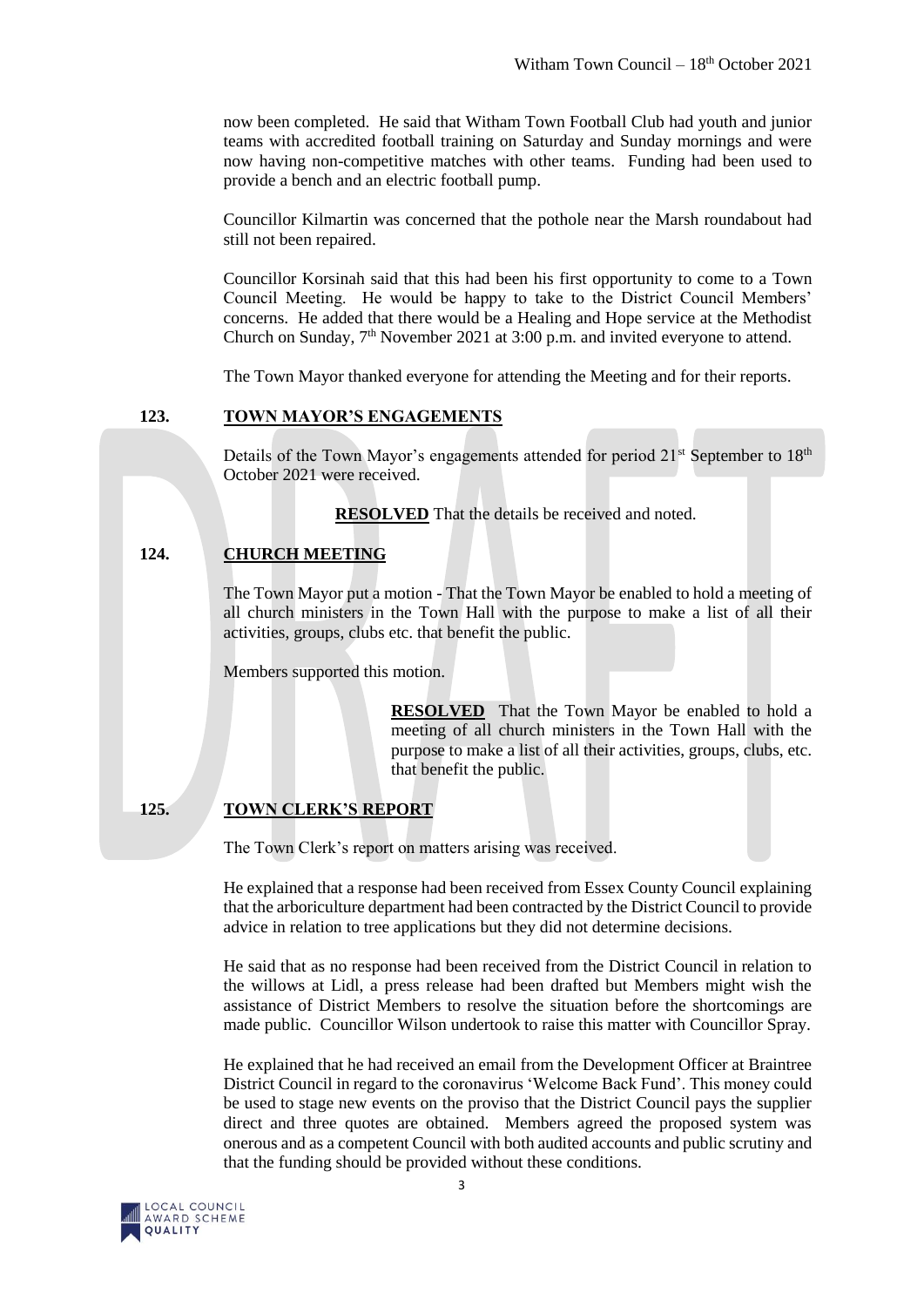now been completed. He said that Witham Town Football Club had youth and junior teams with accredited football training on Saturday and Sunday mornings and were now having non-competitive matches with other teams. Funding had been used to provide a bench and an electric football pump.

Councillor Kilmartin was concerned that the pothole near the Marsh roundabout had still not been repaired.

Councillor Korsinah said that this had been his first opportunity to come to a Town Council Meeting. He would be happy to take to the District Council Members' concerns. He added that there would be a Healing and Hope service at the Methodist Church on Sunday, 7th November 2021 at 3:00 p.m. and invited everyone to attend.

The Town Mayor thanked everyone for attending the Meeting and for their reports.

## 123. TOWN MAYOR'S ENGAGEMENTS

Details of the Town Mayor's engagements attended for period 21st September to 18th October 2021 were received.

**RESOLVED** That the details be received and noted.

## 124. CHURCH MEETING

The Town Mayor put a motion - That the Town Mayor be enabled to hold a meeting of all church ministers in the Town Hall with the purpose to make a list of all their activities, groups, clubs etc. that benefit the public.

Members supported this motion.

**RESOLVED** That the Town Mayor be enabled to hold a meeting of all church ministers in the Town Hall with the purpose to make a list of all their activities, groups, clubs, etc. that benefit the public.

## 125. TOWN CLERK'S REPORT

The Town Clerk's report on matters arising was received.

He explained that a response had been received from Essex County Council explaining that the arboriculture department had been contracted by the District Council to provide advice in relation to tree applications but they did not determine decisions.

He said that as no response had been received from the District Council in relation to the willows at Lidl, a press release had been drafted but Members might wish the assistance of District Members to resolve the situation before the shortcomings are made public. Councillor Wilson undertook to raise this matter with Councillor Spray.

He explained that he had received an email from the Development Officer at Braintree District Council in regard to the coronavirus 'Welcome Back Fund'. This money could be used to stage new events on the proviso that the District Council pays the supplier direct and three quotes are obtained. Members agreed the proposed system was onerous and as a competent Council with both audited accounts and public scrutiny and that the funding should be provided without these conditions.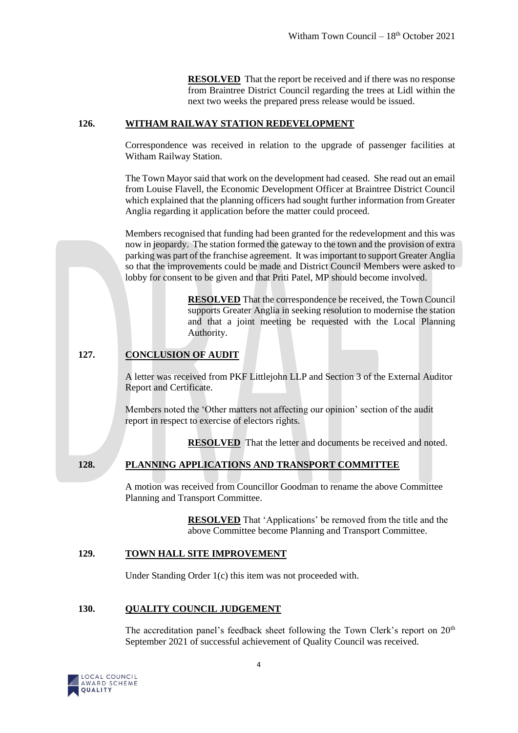**RESOLVED** That the report be received and if there was no response from Braintree District Council regarding the trees at Lidl within the next two weeks the prepared press release would be issued.

## 126. WITHAM RAILWAY STATION REDEVELOPMENT

Correspondence was received in relation to the upgrade of passenger facilities at Witham Railway Station.

The Town Mayor said that work on the development had ceased. She read out an email from Louise Flavell, the Economic Development Officer at Braintree District Council which explained that the planning officers had sought further information from Greater Anglia regarding it application before the matter could proceed.

Members recognised that funding had been granted for the redevelopment and this was now in jeopardy. The station formed the gateway to the town and the provision of extra parking was part of the franchise agreement. It was important to support Greater Anglia so that the improvements could be made and District Council Members were asked to lobby for consent to be given and that Priti Patel, MP should become involved.

**RESOLVED** That the correspondence be received, the Town Council supports Greater Anglia in seeking resolution to modernise the station and that a joint meeting be requested with the Local Planning Authority.

## 127. CONCLUSION OF AUDIT

A letter was received from PKF Littlejohn LLP and Section 3 of the External Auditor Report and Certificate.

Members noted the 'Other matters not affecting our opinion' section of the audit report in respect to exercise of electors rights.

**RESOLVED** That the letter and documents be received and noted.

## 128. PLANNING APPLICATIONS AND TRANSPORT COMMITTEE

A motion was received from Councillor Goodman to rename the above Committee Planning and Transport Committee.

**RESOLVED** That 'Applications' be removed from the title and the above Committee become Planning and Transport Committee.

## 129. TOWN HALL SITE IMPROVEMENT

Under Standing Order 1(c) this item was not proceeded with.

## 130. QUALITY COUNCIL JUDGEMENT

The accreditation panel's feedback sheet following the Town Clerk's report on 20th September 2021 of successful achievement of Quality Council was received.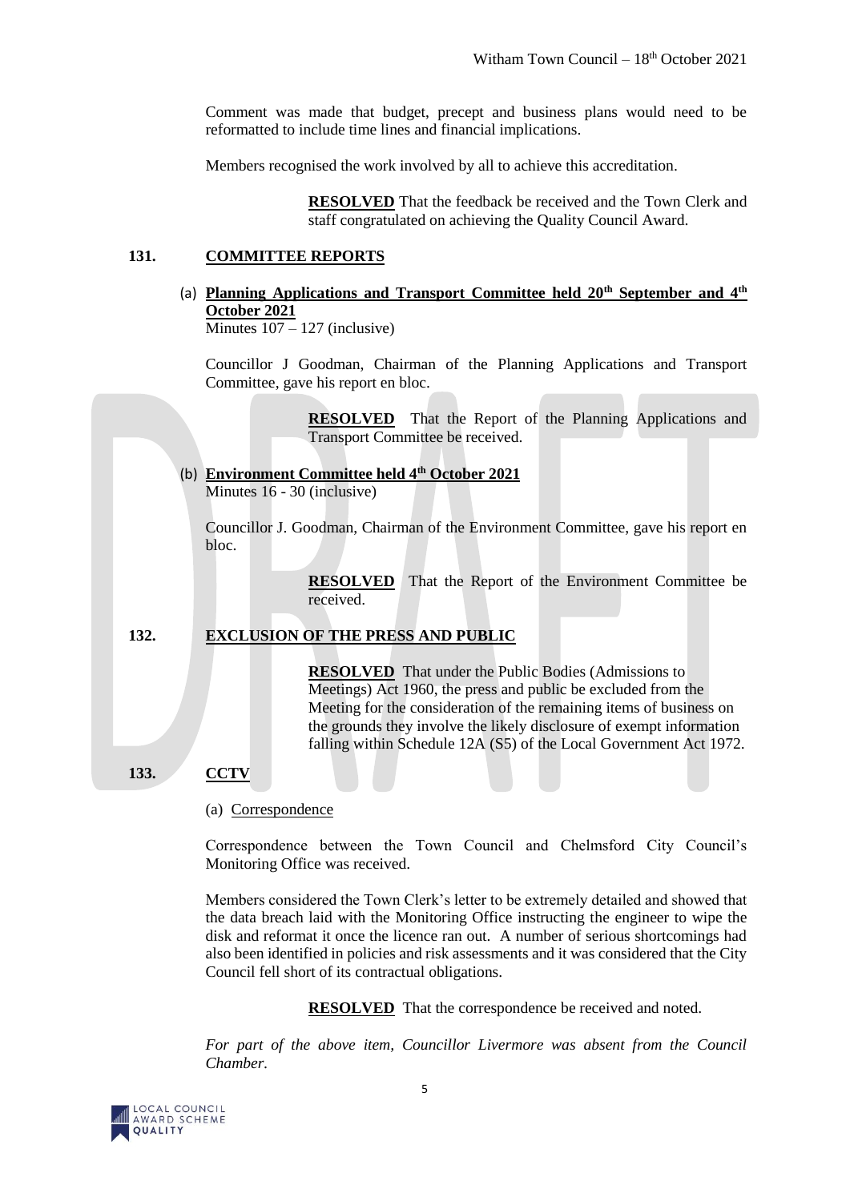Comment was made that budget, precept and business plans would need to be reformatted to include time lines and financial implications.

Members recognised the work involved by all to achieve this accreditation.

**RESOLVED** That the feedback be received and the Town Clerk and staff congratulated on achieving the Quality Council Award.

## 131. COMMITTEE REPORTS

(a) **Planning Applications and Transport Committee held 20th September and 4th October 2021**
Minutes 107 – 127 (inclusive)

Councillor J Goodman, Chairman of the Planning Applications and Transport Committee, gave his report en bloc.

**RESOLVED** That the Report of the Planning Applications and Transport Committee be received.

(b) **Environment Committee held 4th October 2021**
Minutes 16 - 30 (inclusive)

Councillor J. Goodman, Chairman of the Environment Committee, gave his report en bloc.

**RESOLVED** That the Report of the Environment Committee be received.

## 132. EXCLUSION OF THE PRESS AND PUBLIC

**RESOLVED** That under the Public Bodies (Admissions to Meetings) Act 1960, the press and public be excluded from the Meeting for the consideration of the remaining items of business on the grounds they involve the likely disclosure of exempt information falling within Schedule 12A (S5) of the Local Government Act 1972.

## 133. CCTV

(a) Correspondence

Correspondence between the Town Council and Chelmsford City Council's Monitoring Office was received.

Members considered the Town Clerk's letter to be extremely detailed and showed that the data breach laid with the Monitoring Office instructing the engineer to wipe the disk and reformat it once the licence ran out. A number of serious shortcomings had also been identified in policies and risk assessments and it was considered that the City Council fell short of its contractual obligations.

**RESOLVED** That the correspondence be received and noted.

*For part of the above item, Councillor Livermore was absent from the Council Chamber.*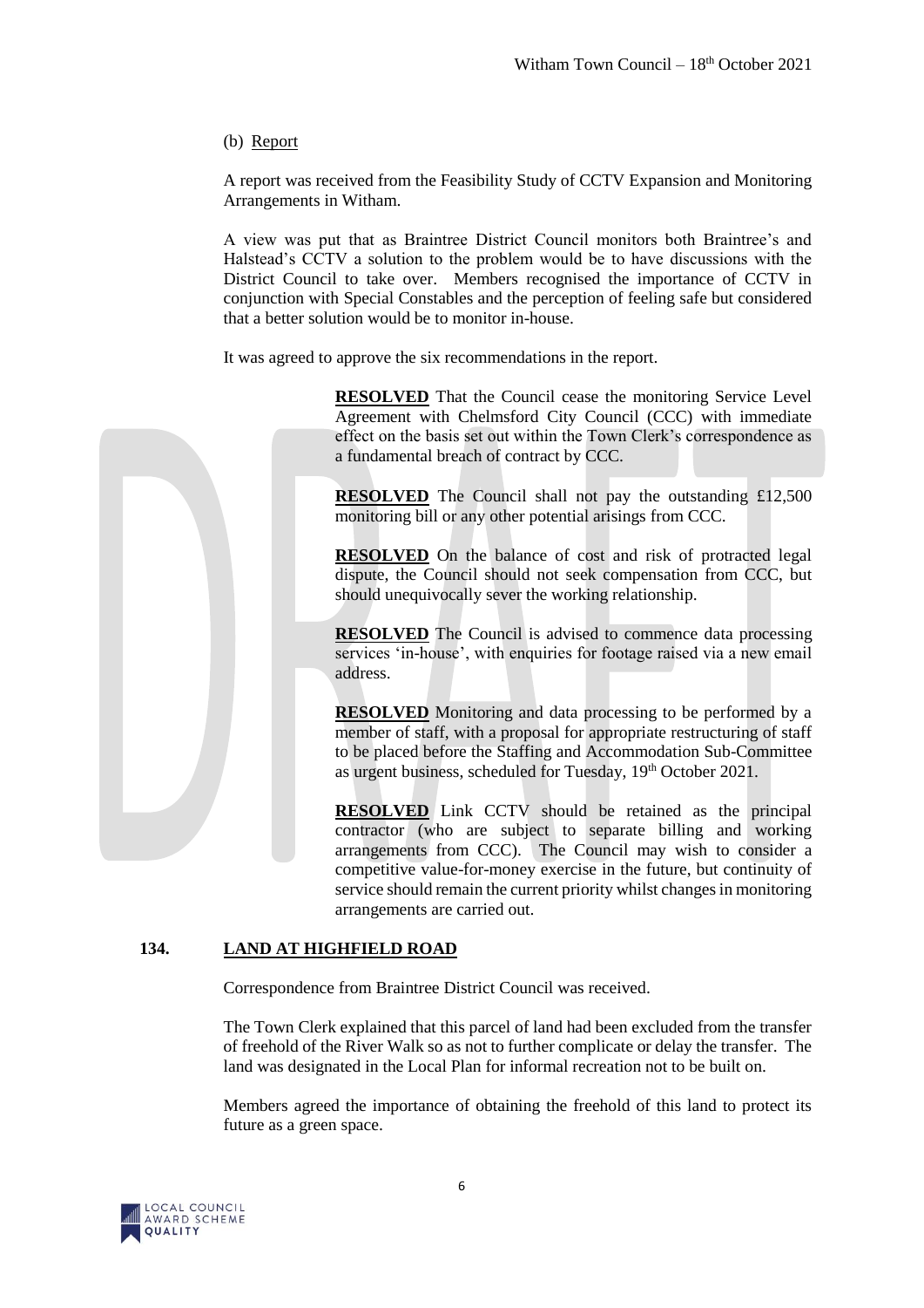(b) Report

A report was received from the Feasibility Study of CCTV Expansion and Monitoring Arrangements in Witham.

A view was put that as Braintree District Council monitors both Braintree's and Halstead's CCTV a solution to the problem would be to have discussions with the District Council to take over. Members recognised the importance of CCTV in conjunction with Special Constables and the perception of feeling safe but considered that a better solution would be to monitor in-house.

It was agreed to approve the six recommendations in the report.

> **RESOLVED** That the Council cease the monitoring Service Level Agreement with Chelmsford City Council (CCC) with immediate effect on the basis set out within the Town Clerk's correspondence as a fundamental breach of contract by CCC.
>
> **RESOLVED** The Council shall not pay the outstanding £12,500 monitoring bill or any other potential arisings from CCC.
>
> **RESOLVED** On the balance of cost and risk of protracted legal dispute, the Council should not seek compensation from CCC, but should unequivocally sever the working relationship.
>
> **RESOLVED** The Council is advised to commence data processing services 'in-house', with enquiries for footage raised via a new email address.
>
> **RESOLVED** Monitoring and data processing to be performed by a member of staff, with a proposal for appropriate restructuring of staff to be placed before the Staffing and Accommodation Sub-Committee as urgent business, scheduled for Tuesday, 19th October 2021.
>
> **RESOLVED** Link CCTV should be retained as the principal contractor (who are subject to separate billing and working arrangements from CCC). The Council may wish to consider a competitive value-for-money exercise in the future, but continuity of service should remain the current priority whilst changes in monitoring arrangements are carried out.

## 134. LAND AT HIGHFIELD ROAD

Correspondence from Braintree District Council was received.

The Town Clerk explained that this parcel of land had been excluded from the transfer of freehold of the River Walk so as not to further complicate or delay the transfer. The land was designated in the Local Plan for informal recreation not to be built on.

Members agreed the importance of obtaining the freehold of this land to protect its future as a green space.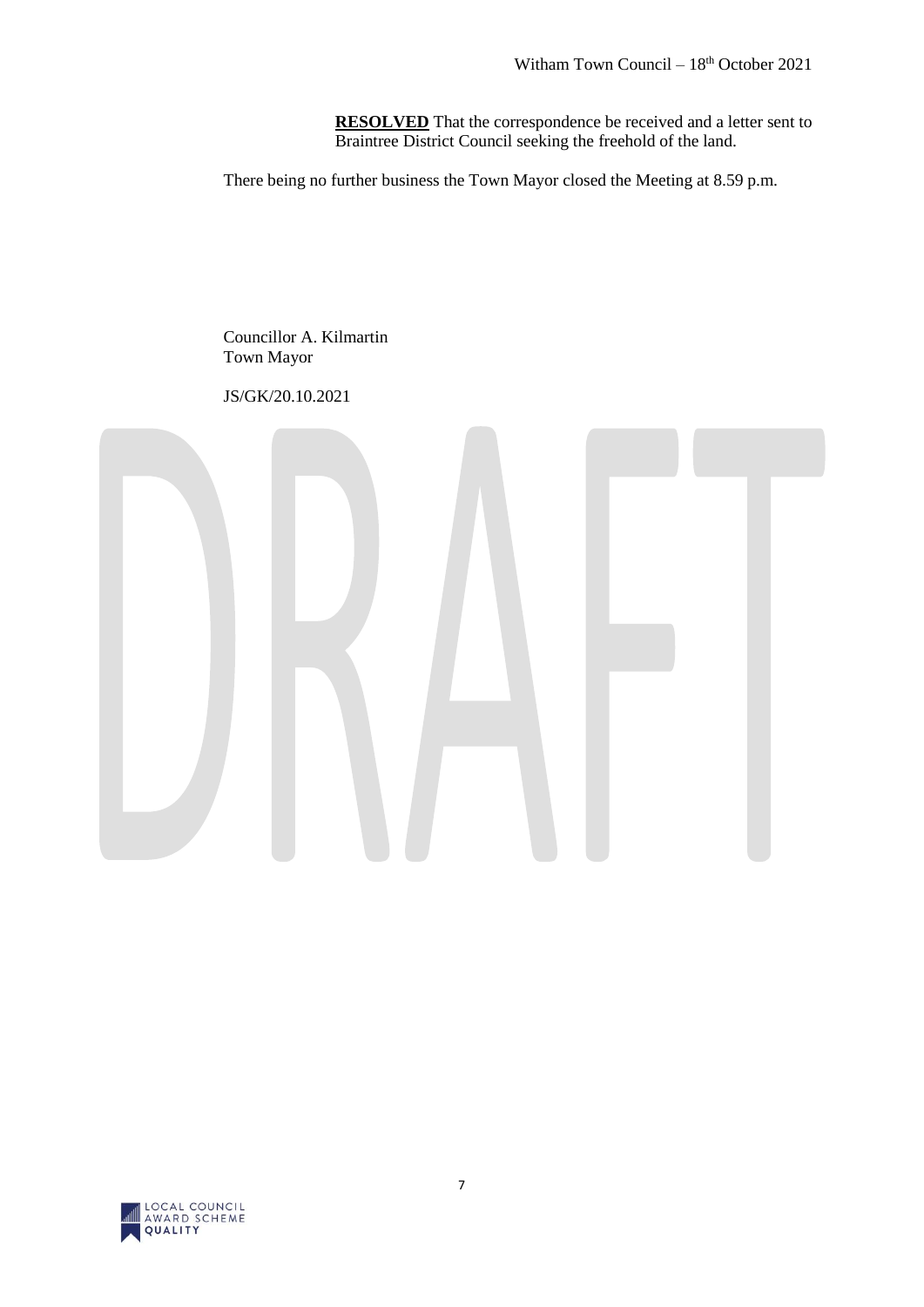**RESOLVED** That the correspondence be received and a letter sent to Braintree District Council seeking the freehold of the land.

There being no further business the Town Mayor closed the Meeting at 8.59 p.m.

Councillor A. Kilmartin
Town Mayor

JS/GK/20.10.2021

DRAFT